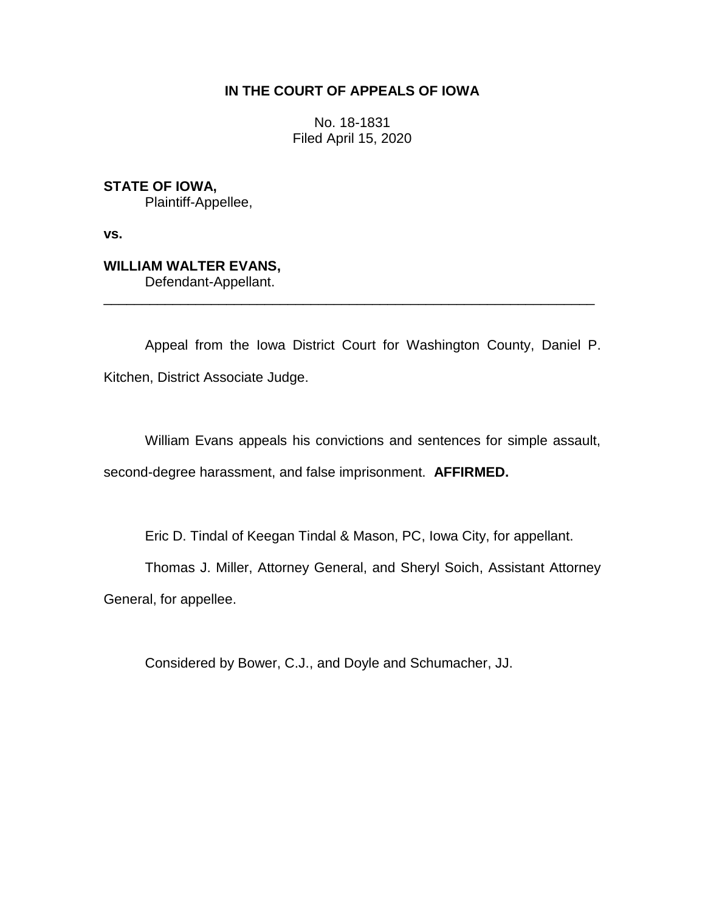**IN THE COURT OF APPEALS OF IOWA**

No. 18-1831
Filed April 15, 2020

**STATE OF IOWA,**
Plaintiff-Appellee,

**vs.**

**WILLIAM WALTER EVANS,**
Defendant-Appellant.

---

Appeal from the Iowa District Court for Washington County, Daniel P. Kitchen, District Associate Judge.

William Evans appeals his convictions and sentences for simple assault, second-degree harassment, and false imprisonment. **AFFIRMED.**

Eric D. Tindal of Keegan Tindal & Mason, PC, Iowa City, for appellant.

Thomas J. Miller, Attorney General, and Sheryl Soich, Assistant Attorney General, for appellee.

Considered by Bower, C.J., and Doyle and Schumacher, JJ.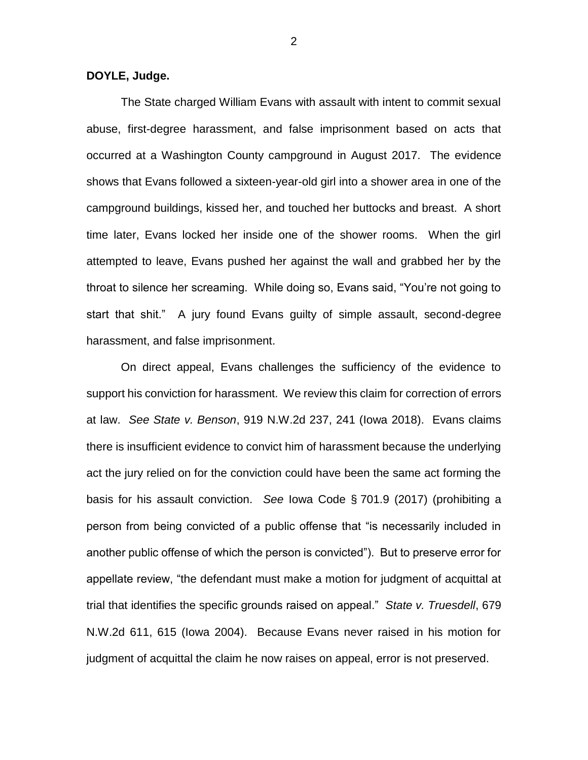**DOYLE, Judge.**

The State charged William Evans with assault with intent to commit sexual abuse, first-degree harassment, and false imprisonment based on acts that occurred at a Washington County campground in August 2017. The evidence shows that Evans followed a sixteen-year-old girl into a shower area in one of the campground buildings, kissed her, and touched her buttocks and breast. A short time later, Evans locked her inside one of the shower rooms. When the girl attempted to leave, Evans pushed her against the wall and grabbed her by the throat to silence her screaming. While doing so, Evans said, "You're not going to start that shit." A jury found Evans guilty of simple assault, second-degree harassment, and false imprisonment.

On direct appeal, Evans challenges the sufficiency of the evidence to support his conviction for harassment. We review this claim for correction of errors at law. *See State v. Benson*, 919 N.W.2d 237, 241 (Iowa 2018). Evans claims there is insufficient evidence to convict him of harassment because the underlying act the jury relied on for the conviction could have been the same act forming the basis for his assault conviction. *See* Iowa Code § 701.9 (2017) (prohibiting a person from being convicted of a public offense that "is necessarily included in another public offense of which the person is convicted"). But to preserve error for appellate review, "the defendant must make a motion for judgment of acquittal at trial that identifies the specific grounds raised on appeal." *State v. Truesdell*, 679 N.W.2d 611, 615 (Iowa 2004). Because Evans never raised in his motion for judgment of acquittal the claim he now raises on appeal, error is not preserved.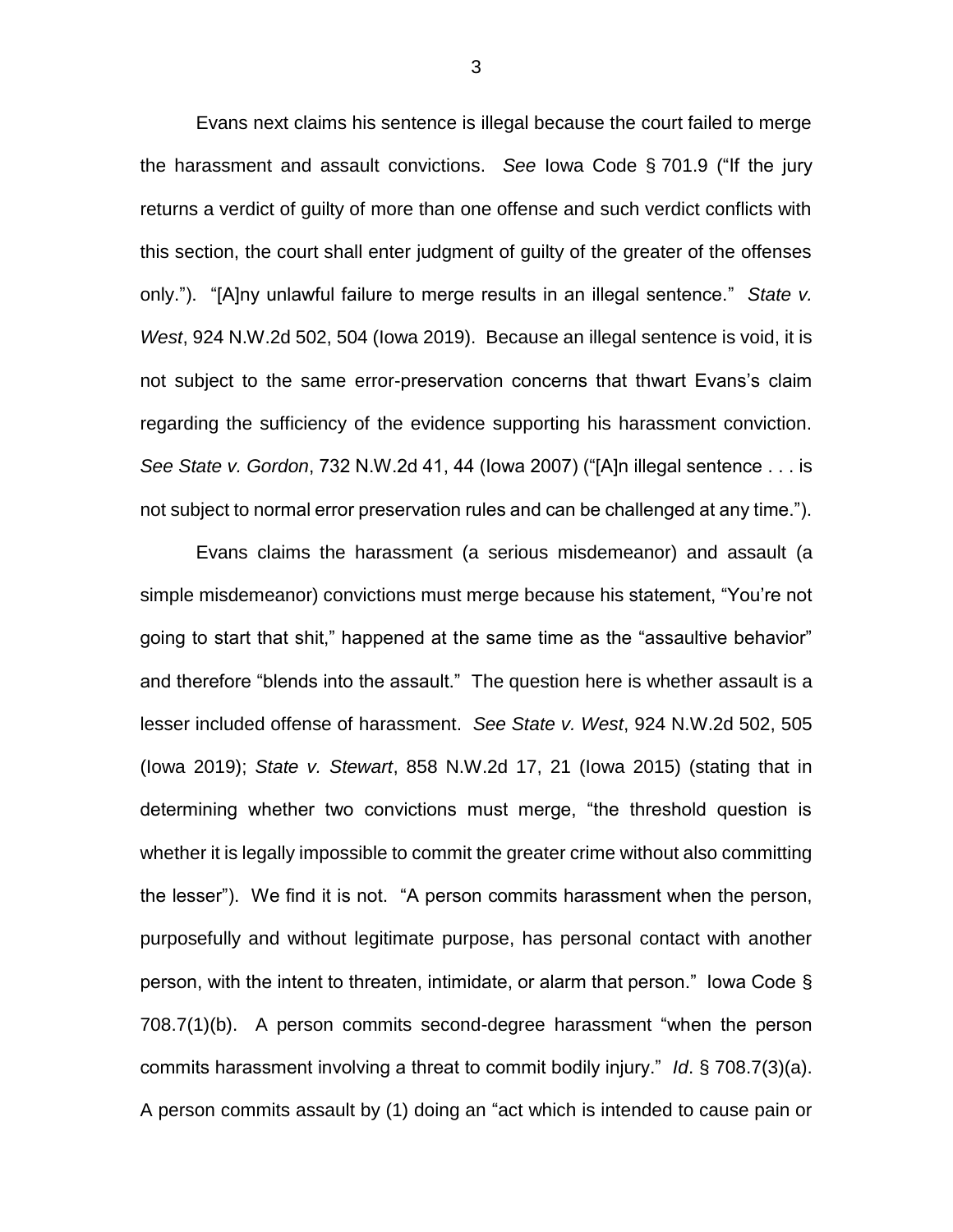Evans next claims his sentence is illegal because the court failed to merge the harassment and assault convictions. *See* Iowa Code § 701.9 ("If the jury returns a verdict of guilty of more than one offense and such verdict conflicts with this section, the court shall enter judgment of guilty of the greater of the offenses only."). "[A]ny unlawful failure to merge results in an illegal sentence." *State v. West*, 924 N.W.2d 502, 504 (Iowa 2019). Because an illegal sentence is void, it is not subject to the same error-preservation concerns that thwart Evans's claim regarding the sufficiency of the evidence supporting his harassment conviction. *See State v. Gordon*, 732 N.W.2d 41, 44 (Iowa 2007) ("[A]n illegal sentence . . . is not subject to normal error preservation rules and can be challenged at any time.").

Evans claims the harassment (a serious misdemeanor) and assault (a simple misdemeanor) convictions must merge because his statement, "You're not going to start that shit," happened at the same time as the "assaultive behavior" and therefore "blends into the assault." The question here is whether assault is a lesser included offense of harassment. *See State v. West*, 924 N.W.2d 502, 505 (Iowa 2019); *State v. Stewart*, 858 N.W.2d 17, 21 (Iowa 2015) (stating that in determining whether two convictions must merge, "the threshold question is whether it is legally impossible to commit the greater crime without also committing the lesser"). We find it is not. "A person commits harassment when the person, purposefully and without legitimate purpose, has personal contact with another person, with the intent to threaten, intimidate, or alarm that person." Iowa Code § 708.7(1)(b). A person commits second-degree harassment "when the person commits harassment involving a threat to commit bodily injury." *Id*. § 708.7(3)(a). A person commits assault by (1) doing an "act which is intended to cause pain or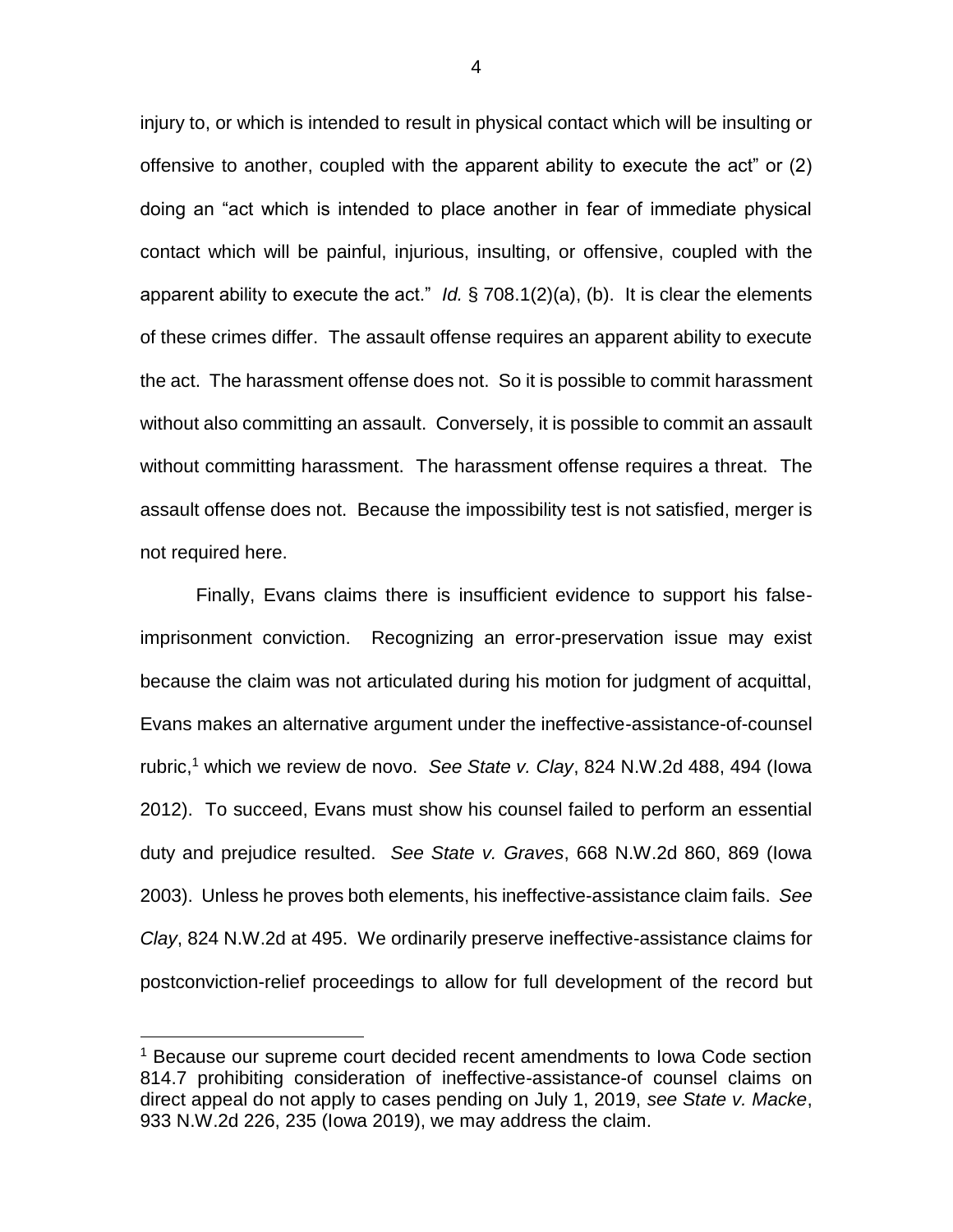injury to, or which is intended to result in physical contact which will be insulting or offensive to another, coupled with the apparent ability to execute the act" or (2) doing an "act which is intended to place another in fear of immediate physical contact which will be painful, injurious, insulting, or offensive, coupled with the apparent ability to execute the act." *Id.* § 708.1(2)(a), (b). It is clear the elements of these crimes differ. The assault offense requires an apparent ability to execute the act. The harassment offense does not. So it is possible to commit harassment without also committing an assault. Conversely, it is possible to commit an assault without committing harassment. The harassment offense requires a threat. The assault offense does not. Because the impossibility test is not satisfied, merger is not required here.

Finally, Evans claims there is insufficient evidence to support his false-imprisonment conviction. Recognizing an error-preservation issue may exist because the claim was not articulated during his motion for judgment of acquittal, Evans makes an alternative argument under the ineffective-assistance-of-counsel rubric,[1] which we review de novo. *See State v. Clay*, 824 N.W.2d 488, 494 (Iowa 2012). To succeed, Evans must show his counsel failed to perform an essential duty and prejudice resulted. *See State v. Graves*, 668 N.W.2d 860, 869 (Iowa 2003). Unless he proves both elements, his ineffective-assistance claim fails. *See Clay*, 824 N.W.2d at 495. We ordinarily preserve ineffective-assistance claims for postconviction-relief proceedings to allow for full development of the record but

---

[1] Because our supreme court decided recent amendments to Iowa Code section 814.7 prohibiting consideration of ineffective-assistance-of counsel claims on direct appeal do not apply to cases pending on July 1, 2019, *see State v. Macke*, 933 N.W.2d 226, 235 (Iowa 2019), we may address the claim.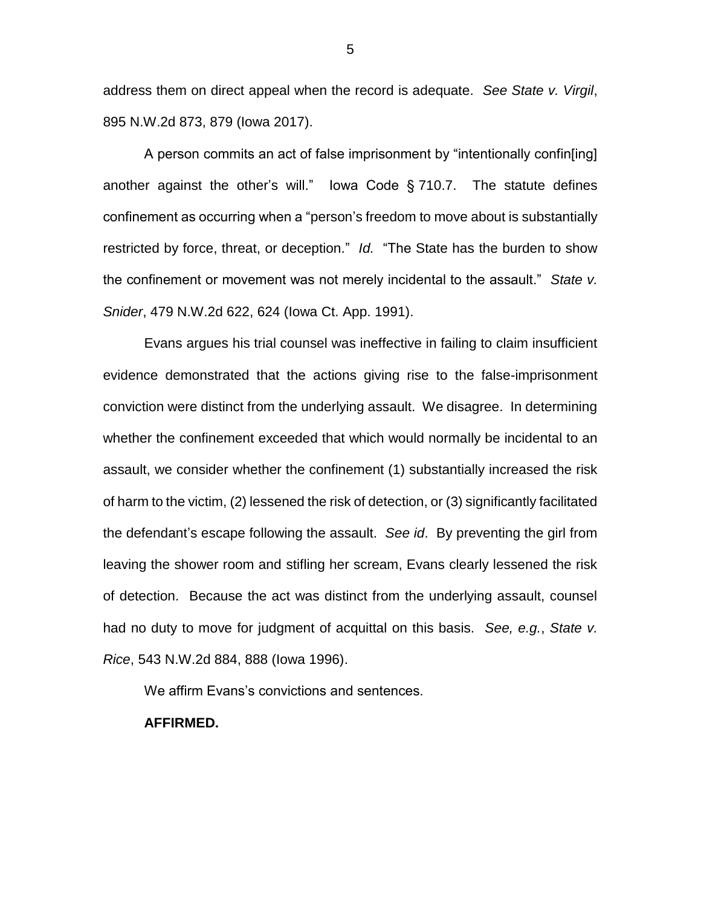address them on direct appeal when the record is adequate. *See State v. Virgil*, 895 N.W.2d 873, 879 (Iowa 2017).

A person commits an act of false imprisonment by "intentionally confin[ing] another against the other's will." Iowa Code § 710.7. The statute defines confinement as occurring when a "person's freedom to move about is substantially restricted by force, threat, or deception." *Id.* "The State has the burden to show the confinement or movement was not merely incidental to the assault." *State v. Snider*, 479 N.W.2d 622, 624 (Iowa Ct. App. 1991).

Evans argues his trial counsel was ineffective in failing to claim insufficient evidence demonstrated that the actions giving rise to the false-imprisonment conviction were distinct from the underlying assault. We disagree. In determining whether the confinement exceeded that which would normally be incidental to an assault, we consider whether the confinement (1) substantially increased the risk of harm to the victim, (2) lessened the risk of detection, or (3) significantly facilitated the defendant's escape following the assault. *See id*. By preventing the girl from leaving the shower room and stifling her scream, Evans clearly lessened the risk of detection. Because the act was distinct from the underlying assault, counsel had no duty to move for judgment of acquittal on this basis. *See, e.g.*, *State v. Rice*, 543 N.W.2d 884, 888 (Iowa 1996).

We affirm Evans's convictions and sentences.

**AFFIRMED.**